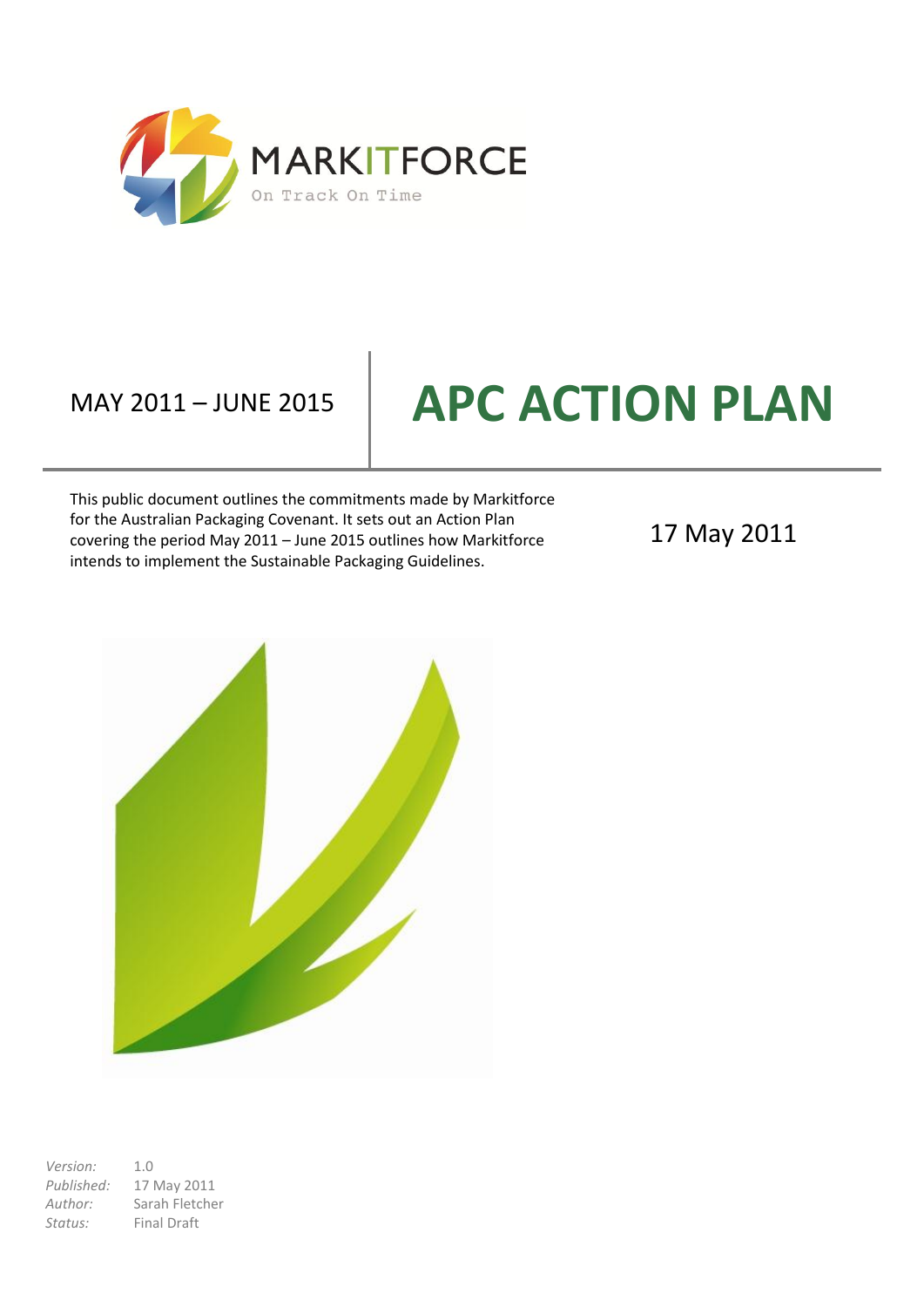MARKITFORCE

On Track On Time

MAY 2011 – JUNE 2015

# APC ACTION PLAN

This public document outlines the commitments made by Markitforce for the Australian Packaging Covenant. It sets out an Action Plan covering the period May 2011 – June 2015 outlines how Markitforce intends to implement the Sustainable Packaging Guidelines.

17 May 2011

*Version:* 1.0
*Published:* 17 May 2011
*Author:* Sarah Fletcher
*Status:* Final Draft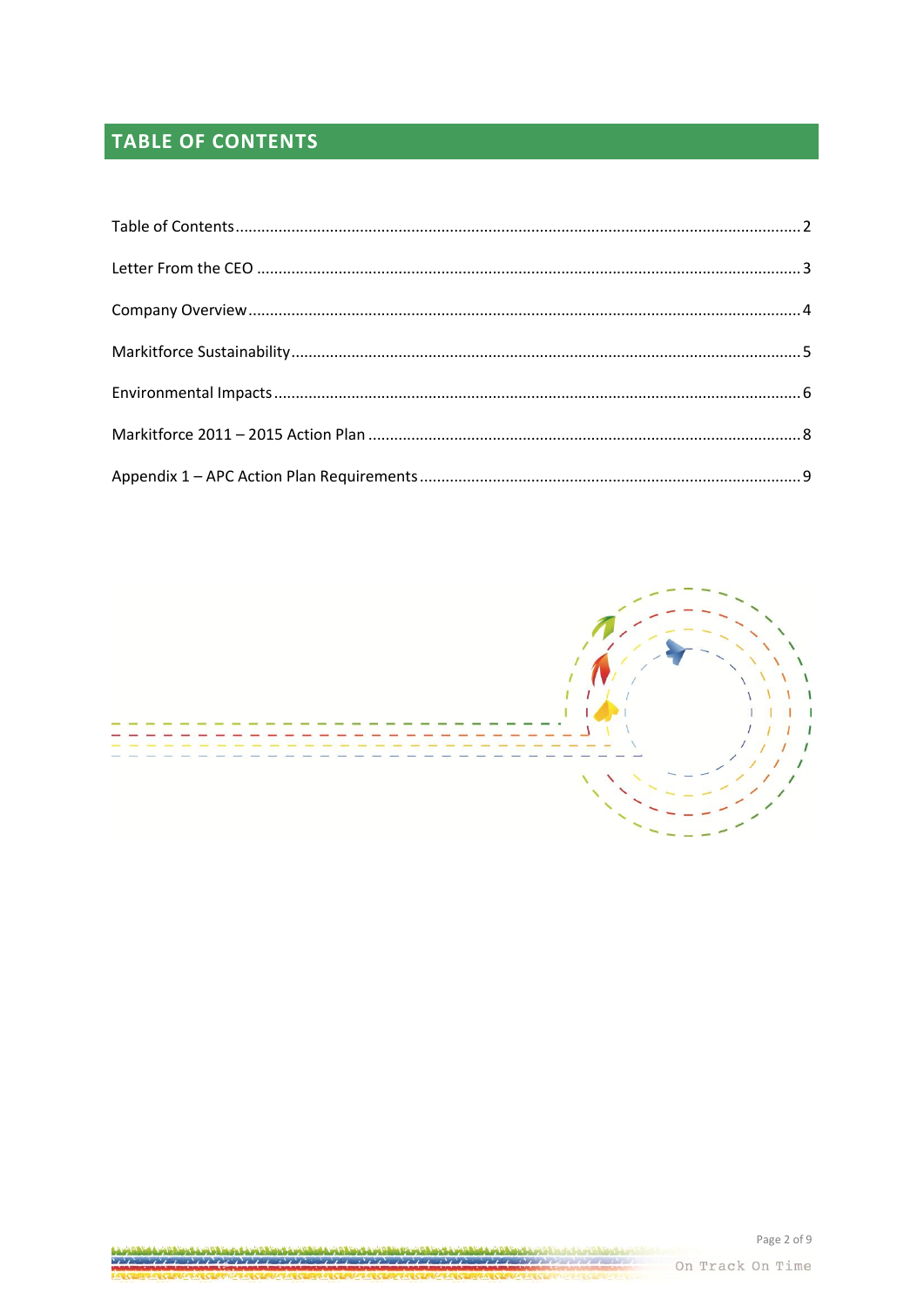# TABLE OF CONTENTS

Table of Contents .......... 2

Letter From the CEO .......... 3

Company Overview .......... 4

Markitforce Sustainability .......... 5

Environmental Impacts .......... 6

Markitforce 2011 – 2015 Action Plan .......... 8

Appendix 1 – APC Action Plan Requirements .......... 9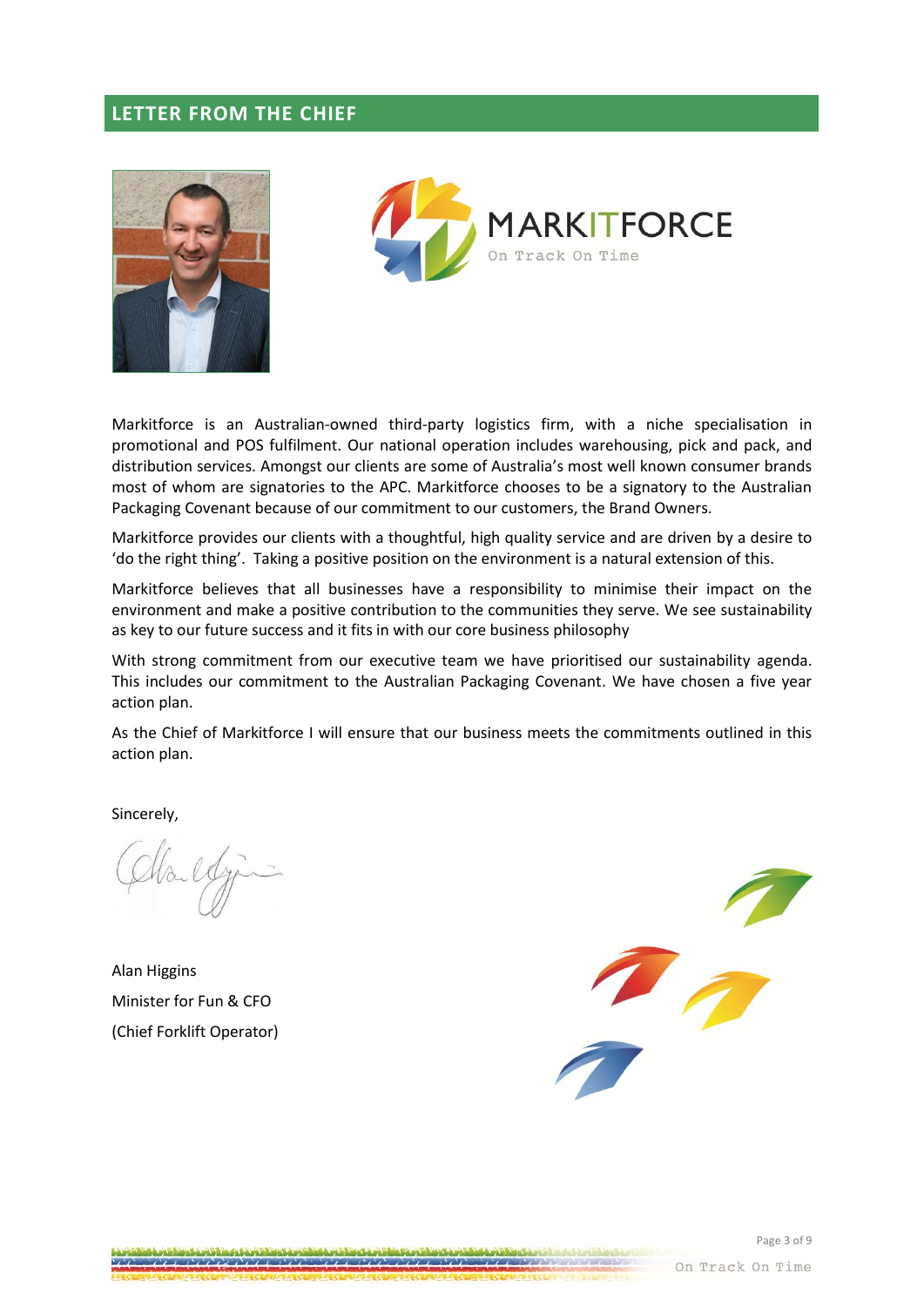## LETTER FROM THE CHIEF

MARKITFORCE

On Track On Time

Markitforce is an Australian-owned third-party logistics firm, with a niche specialisation in promotional and POS fulfilment. Our national operation includes warehousing, pick and pack, and distribution services. Amongst our clients are some of Australia's most well known consumer brands most of whom are signatories to the APC. Markitforce chooses to be a signatory to the Australian Packaging Covenant because of our commitment to our customers, the Brand Owners.

Markitforce provides our clients with a thoughtful, high quality service and are driven by a desire to 'do the right thing'. Taking a positive position on the environment is a natural extension of this.

Markitforce believes that all businesses have a responsibility to minimise their impact on the environment and make a positive contribution to the communities they serve. We see sustainability as key to our future success and it fits in with our core business philosophy

With strong commitment from our executive team we have prioritised our sustainability agenda. This includes our commitment to the Australian Packaging Covenant. We have chosen a five year action plan.

As the Chief of Markitforce I will ensure that our business meets the commitments outlined in this action plan.

Sincerely,

Alan Higgins
Minister for Fun & CFO
(Chief Forklift Operator)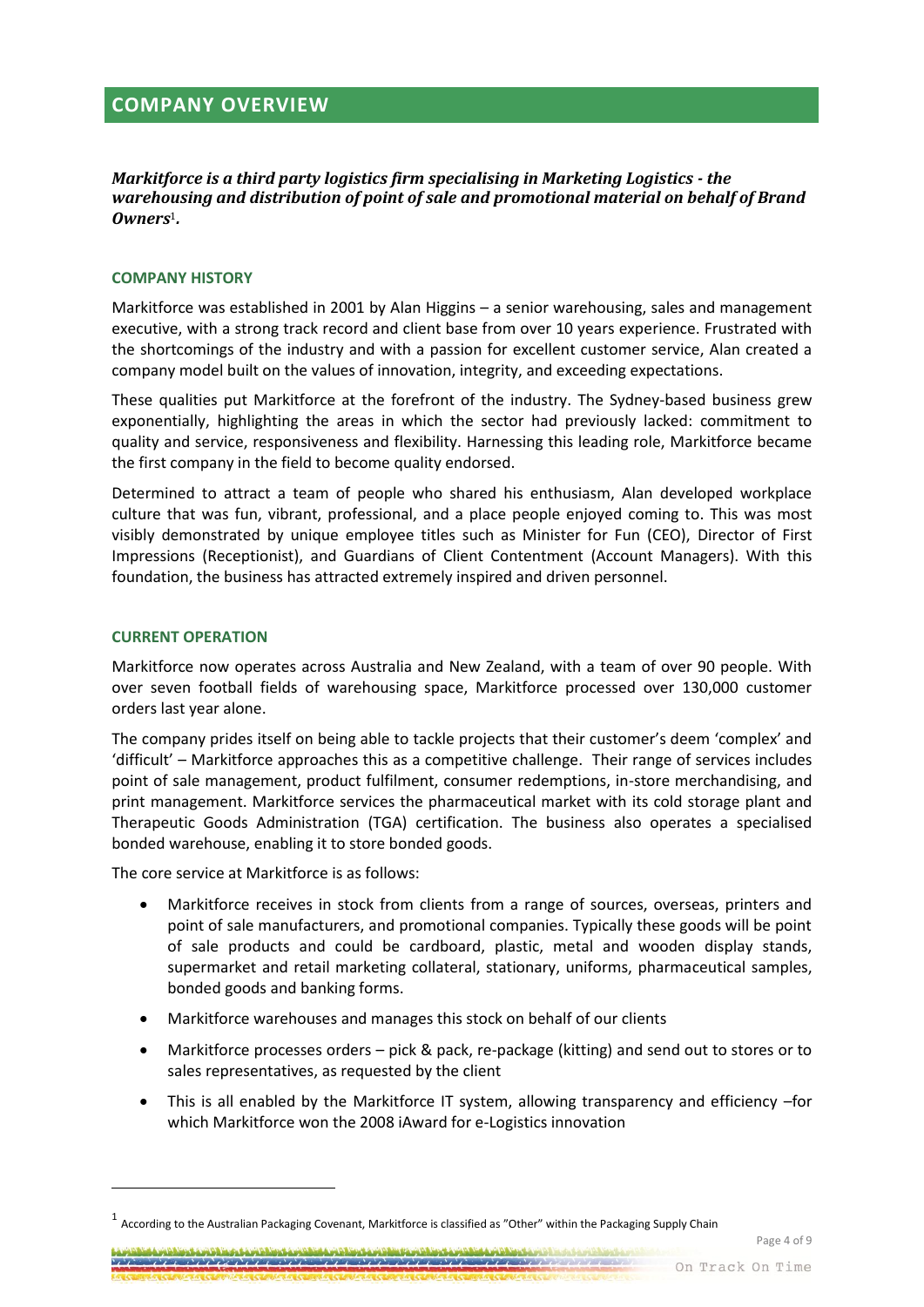## COMPANY OVERVIEW

***Markitforce is a third party logistics firm specialising in Marketing Logistics - the warehousing and distribution of point of sale and promotional material on behalf of Brand Owners[1].***

### COMPANY HISTORY

Markitforce was established in 2001 by Alan Higgins – a senior warehousing, sales and management executive, with a strong track record and client base from over 10 years experience. Frustrated with the shortcomings of the industry and with a passion for excellent customer service, Alan created a company model built on the values of innovation, integrity, and exceeding expectations.

These qualities put Markitforce at the forefront of the industry. The Sydney-based business grew exponentially, highlighting the areas in which the sector had previously lacked: commitment to quality and service, responsiveness and flexibility. Harnessing this leading role, Markitforce became the first company in the field to become quality endorsed.

Determined to attract a team of people who shared his enthusiasm, Alan developed workplace culture that was fun, vibrant, professional, and a place people enjoyed coming to. This was most visibly demonstrated by unique employee titles such as Minister for Fun (CEO), Director of First Impressions (Receptionist), and Guardians of Client Contentment (Account Managers). With this foundation, the business has attracted extremely inspired and driven personnel.

### CURRENT OPERATION

Markitforce now operates across Australia and New Zealand, with a team of over 90 people. With over seven football fields of warehousing space, Markitforce processed over 130,000 customer orders last year alone.

The company prides itself on being able to tackle projects that their customer's deem 'complex' and 'difficult' – Markitforce approaches this as a competitive challenge. Their range of services includes point of sale management, product fulfilment, consumer redemptions, in-store merchandising, and print management. Markitforce services the pharmaceutical market with its cold storage plant and Therapeutic Goods Administration (TGA) certification. The business also operates a specialised bonded warehouse, enabling it to store bonded goods.

The core service at Markitforce is as follows:

- Markitforce receives in stock from clients from a range of sources, overseas, printers and point of sale manufacturers, and promotional companies. Typically these goods will be point of sale products and could be cardboard, plastic, metal and wooden display stands, supermarket and retail marketing collateral, stationary, uniforms, pharmaceutical samples, bonded goods and banking forms.
- Markitforce warehouses and manages this stock on behalf of our clients
- Markitforce processes orders – pick & pack, re-package (kitting) and send out to stores or to sales representatives, as requested by the client
- This is all enabled by the Markitforce IT system, allowing transparency and efficiency –for which Markitforce won the 2008 iAward for e-Logistics innovation

---

[1] According to the Australian Packaging Covenant, Markitforce is classified as "Other" within the Packaging Supply Chain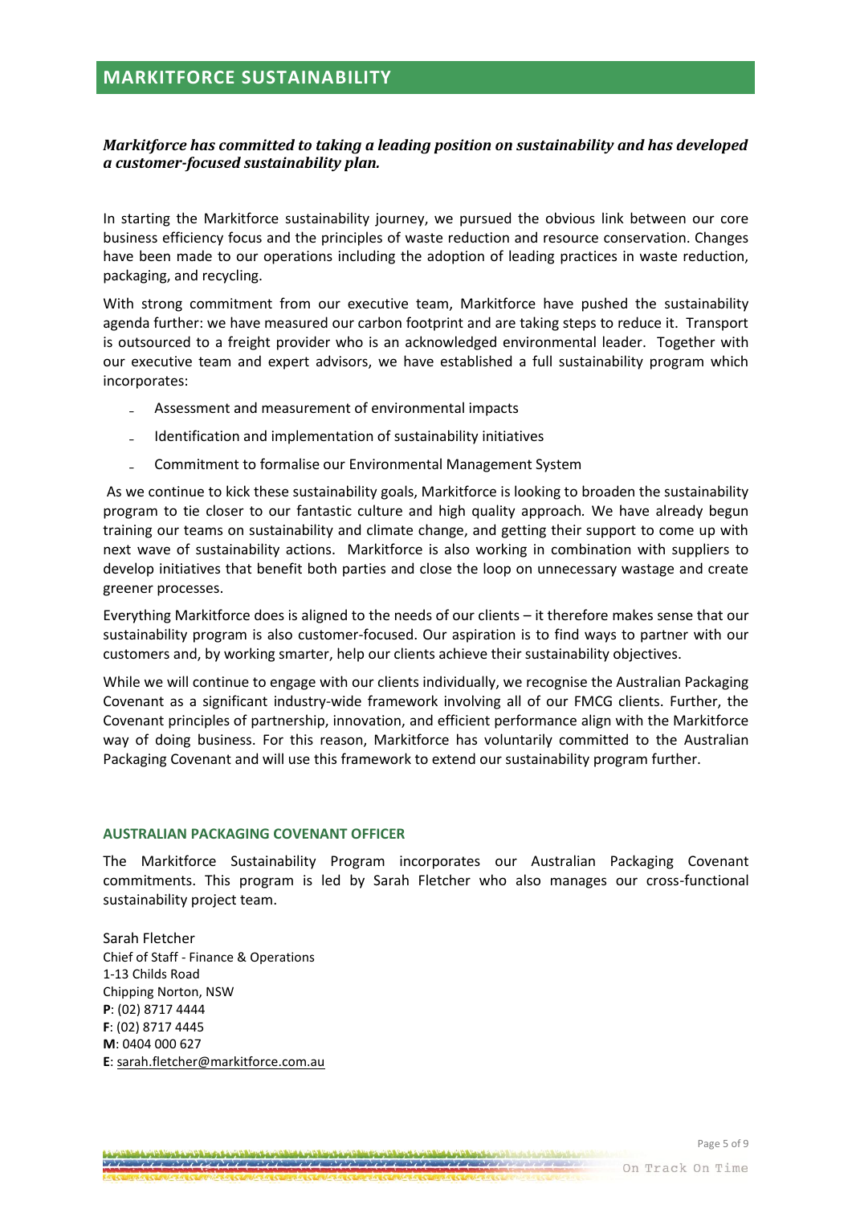## MARKITFORCE SUSTAINABILITY

***Markitforce has committed to taking a leading position on sustainability and has developed a customer-focused sustainability plan.***

In starting the Markitforce sustainability journey, we pursued the obvious link between our core business efficiency focus and the principles of waste reduction and resource conservation. Changes have been made to our operations including the adoption of leading practices in waste reduction, packaging, and recycling.

With strong commitment from our executive team, Markitforce have pushed the sustainability agenda further: we have measured our carbon footprint and are taking steps to reduce it. Transport is outsourced to a freight provider who is an acknowledged environmental leader. Together with our executive team and expert advisors, we have established a full sustainability program which incorporates:

- Assessment and measurement of environmental impacts
- Identification and implementation of sustainability initiatives
- Commitment to formalise our Environmental Management System

As we continue to kick these sustainability goals, Markitforce is looking to broaden the sustainability program to tie closer to our fantastic culture and high quality approach. We have already begun training our teams on sustainability and climate change, and getting their support to come up with next wave of sustainability actions. Markitforce is also working in combination with suppliers to develop initiatives that benefit both parties and close the loop on unnecessary wastage and create greener processes.

Everything Markitforce does is aligned to the needs of our clients – it therefore makes sense that our sustainability program is also customer-focused. Our aspiration is to find ways to partner with our customers and, by working smarter, help our clients achieve their sustainability objectives.

While we will continue to engage with our clients individually, we recognise the Australian Packaging Covenant as a significant industry-wide framework involving all of our FMCG clients. Further, the Covenant principles of partnership, innovation, and efficient performance align with the Markitforce way of doing business. For this reason, Markitforce has voluntarily committed to the Australian Packaging Covenant and will use this framework to extend our sustainability program further.

### AUSTRALIAN PACKAGING COVENANT OFFICER

The Markitforce Sustainability Program incorporates our Australian Packaging Covenant commitments. This program is led by Sarah Fletcher who also manages our cross-functional sustainability project team.

Sarah Fletcher
Chief of Staff - Finance & Operations
1-13 Childs Road
Chipping Norton, NSW
**P**: (02) 8717 4444
**F**: (02) 8717 4445
**M**: 0404 000 627
**E**: sarah.fletcher@markitforce.com.au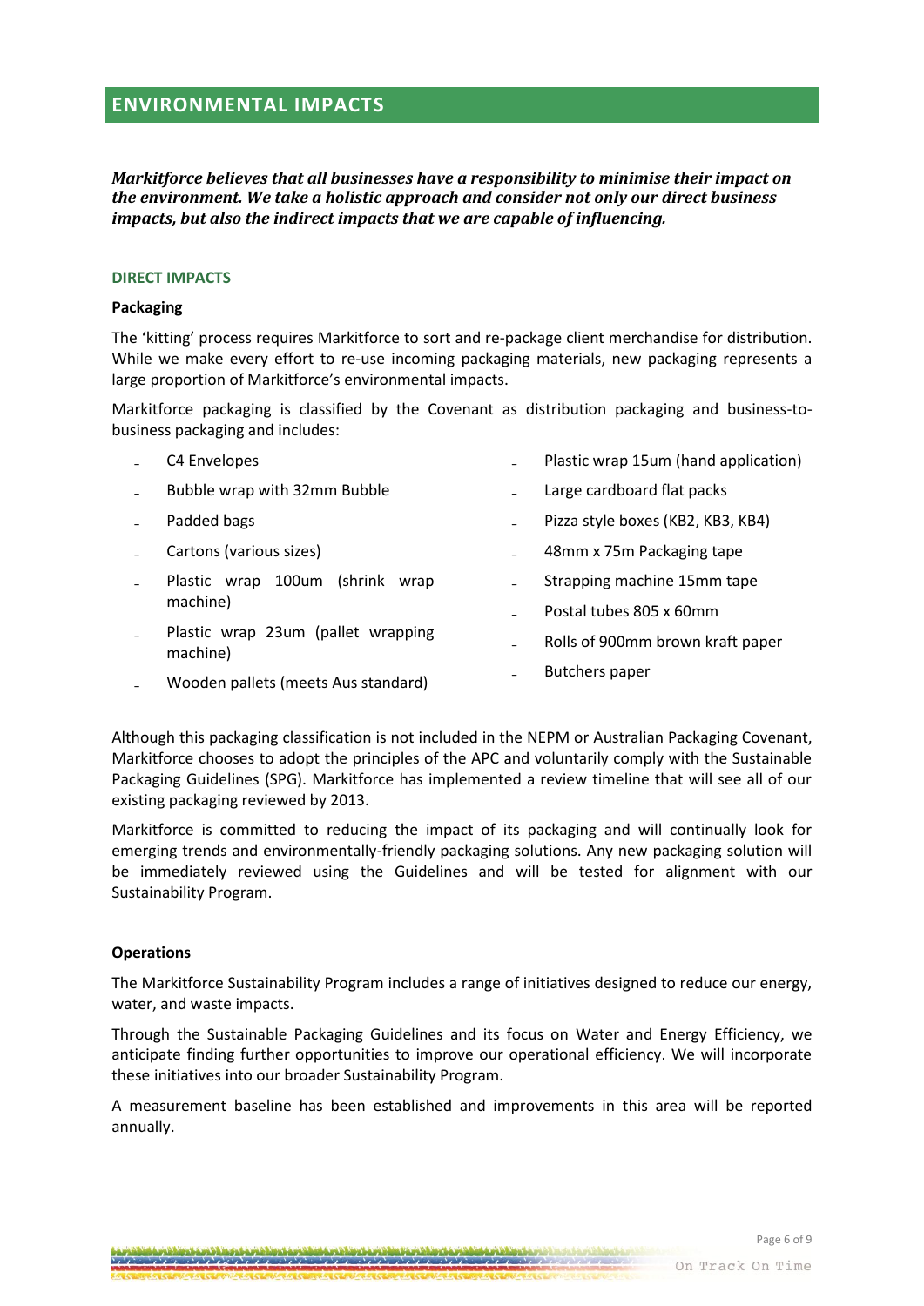## ENVIRONMENTAL IMPACTS

***Markitforce believes that all businesses have a responsibility to minimise their impact on the environment. We take a holistic approach and consider not only our direct business impacts, but also the indirect impacts that we are capable of influencing.***

### DIRECT IMPACTS

**Packaging**

The 'kitting' process requires Markitforce to sort and re-package client merchandise for distribution. While we make every effort to re-use incoming packaging materials, new packaging represents a large proportion of Markitforce's environmental impacts.

Markitforce packaging is classified by the Covenant as distribution packaging and business-to-business packaging and includes:

- C4 Envelopes
- Bubble wrap with 32mm Bubble
- Padded bags
- Cartons (various sizes)
- Plastic wrap 100um (shrink wrap machine)
- Plastic wrap 23um (pallet wrapping machine)
- Wooden pallets (meets Aus standard)
- Plastic wrap 15um (hand application)
- Large cardboard flat packs
- Pizza style boxes (KB2, KB3, KB4)
- 48mm x 75m Packaging tape
- Strapping machine 15mm tape
- Postal tubes 805 x 60mm
- Rolls of 900mm brown kraft paper
- Butchers paper

Although this packaging classification is not included in the NEPM or Australian Packaging Covenant, Markitforce chooses to adopt the principles of the APC and voluntarily comply with the Sustainable Packaging Guidelines (SPG). Markitforce has implemented a review timeline that will see all of our existing packaging reviewed by 2013.

Markitforce is committed to reducing the impact of its packaging and will continually look for emerging trends and environmentally-friendly packaging solutions. Any new packaging solution will be immediately reviewed using the Guidelines and will be tested for alignment with our Sustainability Program.

**Operations**

The Markitforce Sustainability Program includes a range of initiatives designed to reduce our energy, water, and waste impacts.

Through the Sustainable Packaging Guidelines and its focus on Water and Energy Efficiency, we anticipate finding further opportunities to improve our operational efficiency. We will incorporate these initiatives into our broader Sustainability Program.

A measurement baseline has been established and improvements in this area will be reported annually.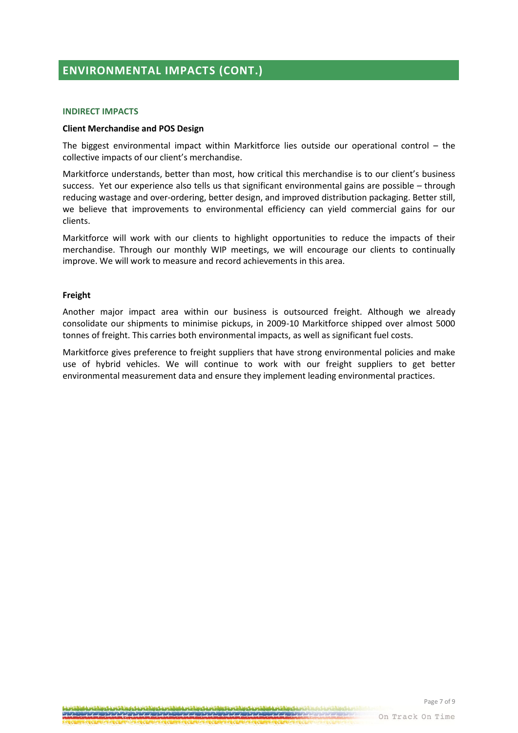## ENVIRONMENTAL IMPACTS (CONT.)

### INDIRECT IMPACTS

**Client Merchandise and POS Design**

The biggest environmental impact within Markitforce lies outside our operational control – the collective impacts of our client's merchandise.

Markitforce understands, better than most, how critical this merchandise is to our client's business success. Yet our experience also tells us that significant environmental gains are possible – through reducing wastage and over-ordering, better design, and improved distribution packaging. Better still, we believe that improvements to environmental efficiency can yield commercial gains for our clients.

Markitforce will work with our clients to highlight opportunities to reduce the impacts of their merchandise. Through our monthly WIP meetings, we will encourage our clients to continually improve. We will work to measure and record achievements in this area.

**Freight**

Another major impact area within our business is outsourced freight. Although we already consolidate our shipments to minimise pickups, in 2009-10 Markitforce shipped over almost 5000 tonnes of freight. This carries both environmental impacts, as well as significant fuel costs.

Markitforce gives preference to freight suppliers that have strong environmental policies and make use of hybrid vehicles. We will continue to work with our freight suppliers to get better environmental measurement data and ensure they implement leading environmental practices.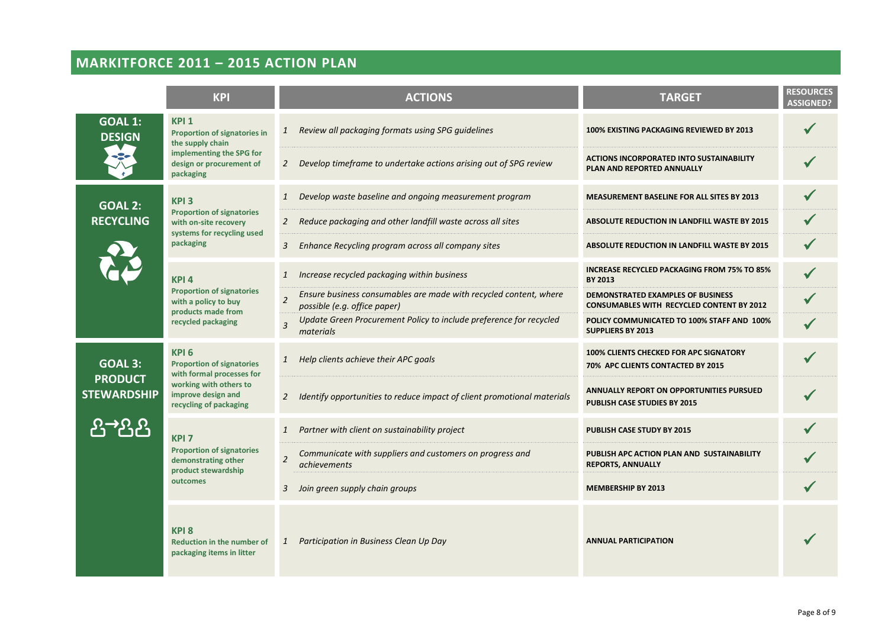## MARKITFORCE 2011 – 2015 ACTION PLAN

| | KPI | ACTIONS | TARGET | RESOURCES ASSIGNED? |
|---|---|---|---|---|
| **GOAL 1: DESIGN** | **KPI 1** Proportion of signatories in the supply chain implementing the SPG for design or procurement of packaging | *1 Review all packaging formats using SPG guidelines* | **100% EXISTING PACKAGING REVIEWED BY 2013** | ✓ |
| | | *2 Develop timeframe to undertake actions arising out of SPG review* | **ACTIONS INCORPORATED INTO SUSTAINABILITY PLAN AND REPORTED ANNUALLY** | ✓ |
| **GOAL 2: RECYCLING** | **KPI 3** Proportion of signatories with on-site recovery systems for recycling used packaging | *1 Develop waste baseline and ongoing measurement program* | **MEASUREMENT BASELINE FOR ALL SITES BY 2013** | ✓ |
| | | *2 Reduce packaging and other landfill waste across all sites* | **ABSOLUTE REDUCTION IN LANDFILL WASTE BY 2015** | ✓ |
| | | *3 Enhance Recycling program across all company sites* | **ABSOLUTE REDUCTION IN LANDFILL WASTE BY 2015** | ✓ |
| | **KPI 4** Proportion of signatories with a policy to buy products made from recycled packaging | *1 Increase recycled packaging within business* | **INCREASE RECYCLED PACKAGING FROM 75% TO 85% BY 2013** | ✓ |
| | | *2 Ensure business consumables are made with recycled content, where possible (e.g. office paper)* | **DEMONSTRATED EXAMPLES OF BUSINESS CONSUMABLES WITH RECYCLED CONTENT BY 2012** | ✓ |
| | | *3 Update Green Procurement Policy to include preference for recycled materials* | **POLICY COMMUNICATED TO 100% STAFF AND 100% SUPPLIERS BY 2013** | ✓ |
| **GOAL 3: PRODUCT STEWARDSHIP** | **KPI 6** Proportion of signatories with formal processes for working with others to improve design and recycling of packaging | *1 Help clients achieve their APC goals* | **100% CLIENTS CHECKED FOR APC SIGNATORY**<br>**70% APC CLIENTS CONTACTED BY 2015** | ✓ |
| | | *2 Identify opportunities to reduce impact of client promotional materials* | **ANNUALLY REPORT ON OPPORTUNITIES PURSUED**<br>**PUBLISH CASE STUDIES BY 2015** | ✓ |
| | **KPI 7** Proportion of signatories demonstrating other product stewardship outcomes | *1 Partner with client on sustainability project* | **PUBLISH CASE STUDY BY 2015** | ✓ |
| | | *2 Communicate with suppliers and customers on progress and achievements* | **PUBLISH APC ACTION PLAN AND SUSTAINABILITY REPORTS, ANNUALLY** | ✓ |
| | | *3 Join green supply chain groups* | **MEMBERSHIP BY 2013** | ✓ |
| | **KPI 8** Reduction in the number of packaging items in litter | *1 Participation in Business Clean Up Day* | **ANNUAL PARTICIPATION** | ✓ |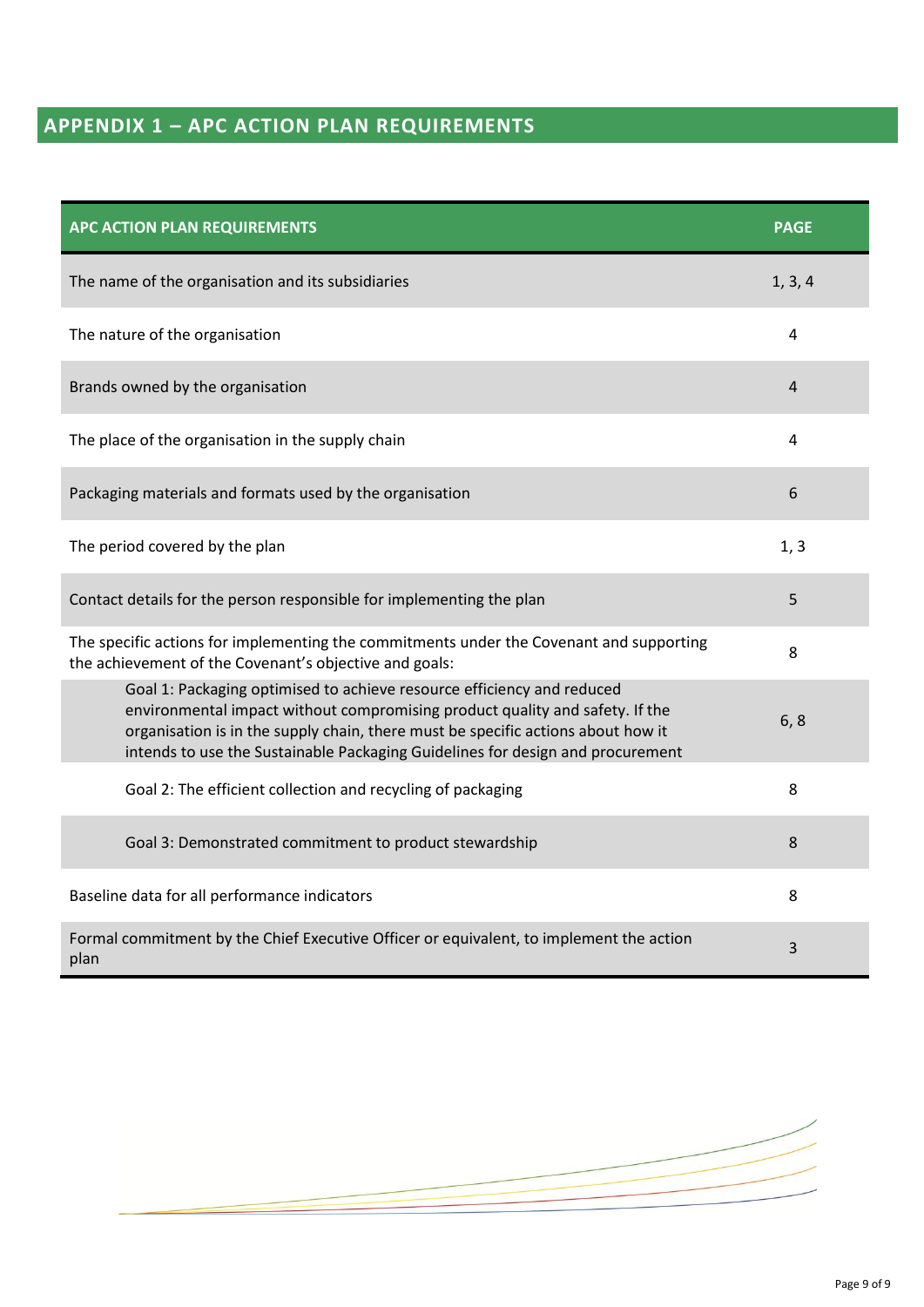## APPENDIX 1 – APC ACTION PLAN REQUIREMENTS

| APC ACTION PLAN REQUIREMENTS | PAGE |
|---|---|
| The name of the organisation and its subsidiaries | 1, 3, 4 |
| The nature of the organisation | 4 |
| Brands owned by the organisation | 4 |
| The place of the organisation in the supply chain | 4 |
| Packaging materials and formats used by the organisation | 6 |
| The period covered by the plan | 1, 3 |
| Contact details for the person responsible for implementing the plan | 5 |
| The specific actions for implementing the commitments under the Covenant and supporting the achievement of the Covenant's objective and goals: | 8 |
| Goal 1: Packaging optimised to achieve resource efficiency and reduced environmental impact without compromising product quality and safety. If the organisation is in the supply chain, there must be specific actions about how it intends to use the Sustainable Packaging Guidelines for design and procurement | 6, 8 |
| Goal 2: The efficient collection and recycling of packaging | 8 |
| Goal 3: Demonstrated commitment to product stewardship | 8 |
| Baseline data for all performance indicators | 8 |
| Formal commitment by the Chief Executive Officer or equivalent, to implement the action plan | 3 |